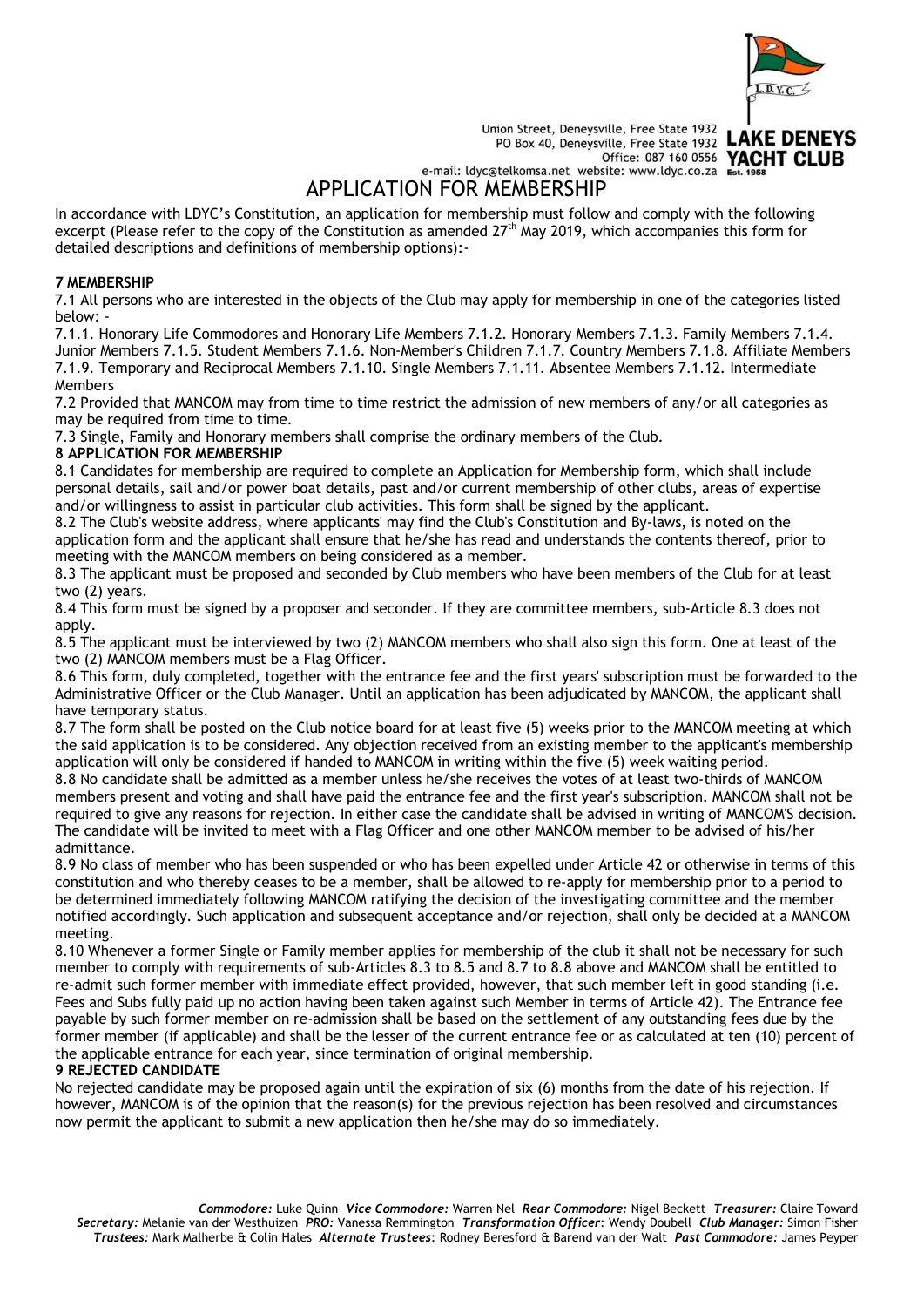Union Street, Deneysville, Free State 1932
PO Box 40, Deneysville, Free State 1932
Office: 087 160 0556
e-mail: ldyc@telkomsa.net website: www.ldyc.co.za

**LAKE DENEYS YACHT CLUB**
Est. 1958

# APPLICATION FOR MEMBERSHIP

In accordance with LDYC's Constitution, an application for membership must follow and comply with the following excerpt (Please refer to the copy of the Constitution as amended 27th May 2019, which accompanies this form for detailed descriptions and definitions of membership options):-

## 7 MEMBERSHIP

7.1 All persons who are interested in the objects of the Club may apply for membership in one of the categories listed below: -

7.1.1. Honorary Life Commodores and Honorary Life Members 7.1.2. Honorary Members 7.1.3. Family Members 7.1.4. Junior Members 7.1.5. Student Members 7.1.6. Non-Member's Children 7.1.7. Country Members 7.1.8. Affiliate Members 7.1.9. Temporary and Reciprocal Members 7.1.10. Single Members 7.1.11. Absentee Members 7.1.12. Intermediate Members

7.2 Provided that MANCOM may from time to time restrict the admission of new members of any/or all categories as may be required from time to time.

7.3 Single, Family and Honorary members shall comprise the ordinary members of the Club.

## 8 APPLICATION FOR MEMBERSHIP

8.1 Candidates for membership are required to complete an Application for Membership form, which shall include personal details, sail and/or power boat details, past and/or current membership of other clubs, areas of expertise and/or willingness to assist in particular club activities. This form shall be signed by the applicant.

8.2 The Club's website address, where applicants' may find the Club's Constitution and By-laws, is noted on the application form and the applicant shall ensure that he/she has read and understands the contents thereof, prior to meeting with the MANCOM members on being considered as a member.

8.3 The applicant must be proposed and seconded by Club members who have been members of the Club for at least two (2) years.

8.4 This form must be signed by a proposer and seconder. If they are committee members, sub-Article 8.3 does not apply.

8.5 The applicant must be interviewed by two (2) MANCOM members who shall also sign this form. One at least of the two (2) MANCOM members must be a Flag Officer.

8.6 This form, duly completed, together with the entrance fee and the first years' subscription must be forwarded to the Administrative Officer or the Club Manager. Until an application has been adjudicated by MANCOM, the applicant shall have temporary status.

8.7 The form shall be posted on the Club notice board for at least five (5) weeks prior to the MANCOM meeting at which the said application is to be considered. Any objection received from an existing member to the applicant's membership application will only be considered if handed to MANCOM in writing within the five (5) week waiting period.

8.8 No candidate shall be admitted as a member unless he/she receives the votes of at least two-thirds of MANCOM members present and voting and shall have paid the entrance fee and the first year's subscription. MANCOM shall not be required to give any reasons for rejection. In either case the candidate shall be advised in writing of MANCOM'S decision. The candidate will be invited to meet with a Flag Officer and one other MANCOM member to be advised of his/her admittance.

8.9 No class of member who has been suspended or who has been expelled under Article 42 or otherwise in terms of this constitution and who thereby ceases to be a member, shall be allowed to re-apply for membership prior to a period to be determined immediately following MANCOM ratifying the decision of the investigating committee and the member notified accordingly. Such application and subsequent acceptance and/or rejection, shall only be decided at a MANCOM meeting.

8.10 Whenever a former Single or Family member applies for membership of the club it shall not be necessary for such member to comply with requirements of sub-Articles 8.3 to 8.5 and 8.7 to 8.8 above and MANCOM shall be entitled to re-admit such former member with immediate effect provided, however, that such member left in good standing (i.e. Fees and Subs fully paid up no action having been taken against such Member in terms of Article 42). The Entrance fee payable by such former member on re-admission shall be based on the settlement of any outstanding fees due by the former member (if applicable) and shall be the lesser of the current entrance fee or as calculated at ten (10) percent of the applicable entrance for each year, since termination of original membership.

## 9 REJECTED CANDIDATE

No rejected candidate may be proposed again until the expiration of six (6) months from the date of his rejection. If however, MANCOM is of the opinion that the reason(s) for the previous rejection has been resolved and circumstances now permit the applicant to submit a new application then he/she may do so immediately.

*Commodore:* Luke Quinn *Vice Commodore:* Warren Nel *Rear Commodore:* Nigel Beckett *Treasurer:* Claire Toward
*Secretary:* Melanie van der Westhuizen *PRO:* Vanessa Remmington *Transformation Officer*: Wendy Doubell *Club Manager:* Simon Fisher
*Trustees:* Mark Malherbe & Colin Hales *Alternate Trustees*: Rodney Beresford & Barend van der Walt *Past Commodore:* James Peyper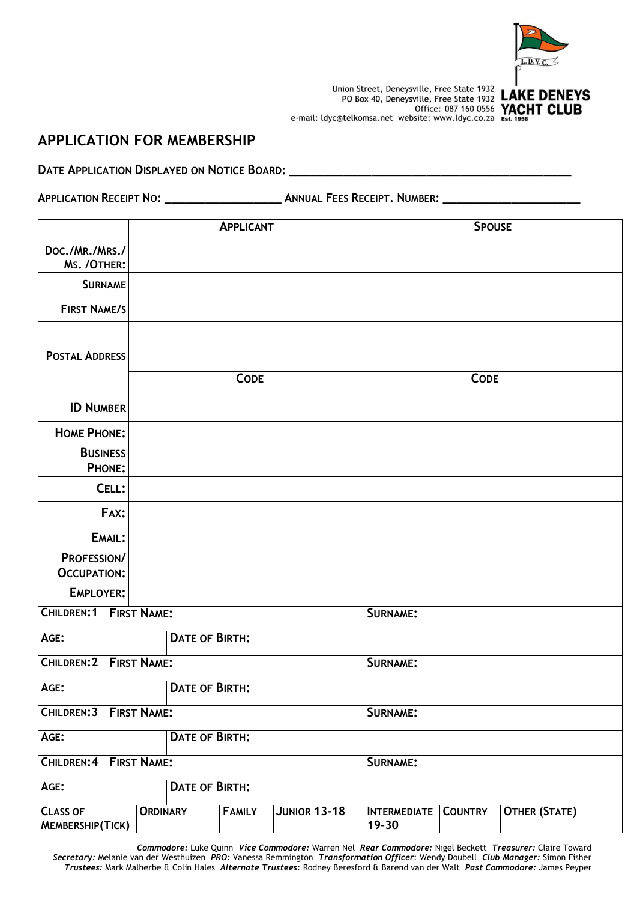Union Street, Deneysville, Free State 1932
PO Box 40, Deneysville, Free State 1932
Office: 087 160 0556
e-mail: ldyc@telkomsa.net website: www.ldyc.co.za

**LAKE DENEYS YACHT CLUB**
Est. 1958

## APPLICATION FOR MEMBERSHIP

**DATE APPLICATION DISPLAYED ON NOTICE BOARD:** ____________________________________________

**APPLICATION RECEIPT NO:** ____________________ **ANNUAL FEES RECEIPT. NUMBER:** ______________________

| | APPLICANT | SPOUSE |
|---|---|---|
| DOC./MR./MRS./ MS. /OTHER: | | |
| SURNAME | | |
| FIRST NAME/S | | |
| POSTAL ADDRESS | | |
| | | |
| | CODE | CODE |
| ID NUMBER | | |
| HOME PHONE: | | |
| BUSINESS PHONE: | | |
| CELL: | | |
| FAX: | | |
| EMAIL: | | |
| PROFESSION/ OCCUPATION: | | |
| EMPLOYER: | | |

| | | |
|---|---|---|
| CHILDREN:1 | FIRST NAME: | SURNAME: |
| AGE: | DATE OF BIRTH: | |
| CHILDREN:2 | FIRST NAME: | SURNAME: |
| AGE: | DATE OF BIRTH: | |
| CHILDREN:3 | FIRST NAME: | SURNAME: |
| AGE: | DATE OF BIRTH: | |
| CHILDREN:4 | FIRST NAME: | SURNAME: |
| AGE: | DATE OF BIRTH: | |

| CLASS OF MEMBERSHIP(TICK) | ORDINARY | FAMILY | JUNIOR 13-18 | INTERMEDIATE 19-30 | COUNTRY | OTHER (STATE) |
|---|---|---|---|---|---|---|

*Commodore:* Luke Quinn *Vice Commodore:* Warren Nel *Rear Commodore:* Nigel Beckett *Treasurer:* Claire Toward
*Secretary:* Melanie van der Westhuizen *PRO:* Vanessa Remmington *Transformation Officer*: Wendy Doubell *Club Manager:* Simon Fisher
*Trustees:* Mark Malherbe & Colin Hales *Alternate Trustees*: Rodney Beresford & Barend van der Walt *Past Commodore:* James Peyper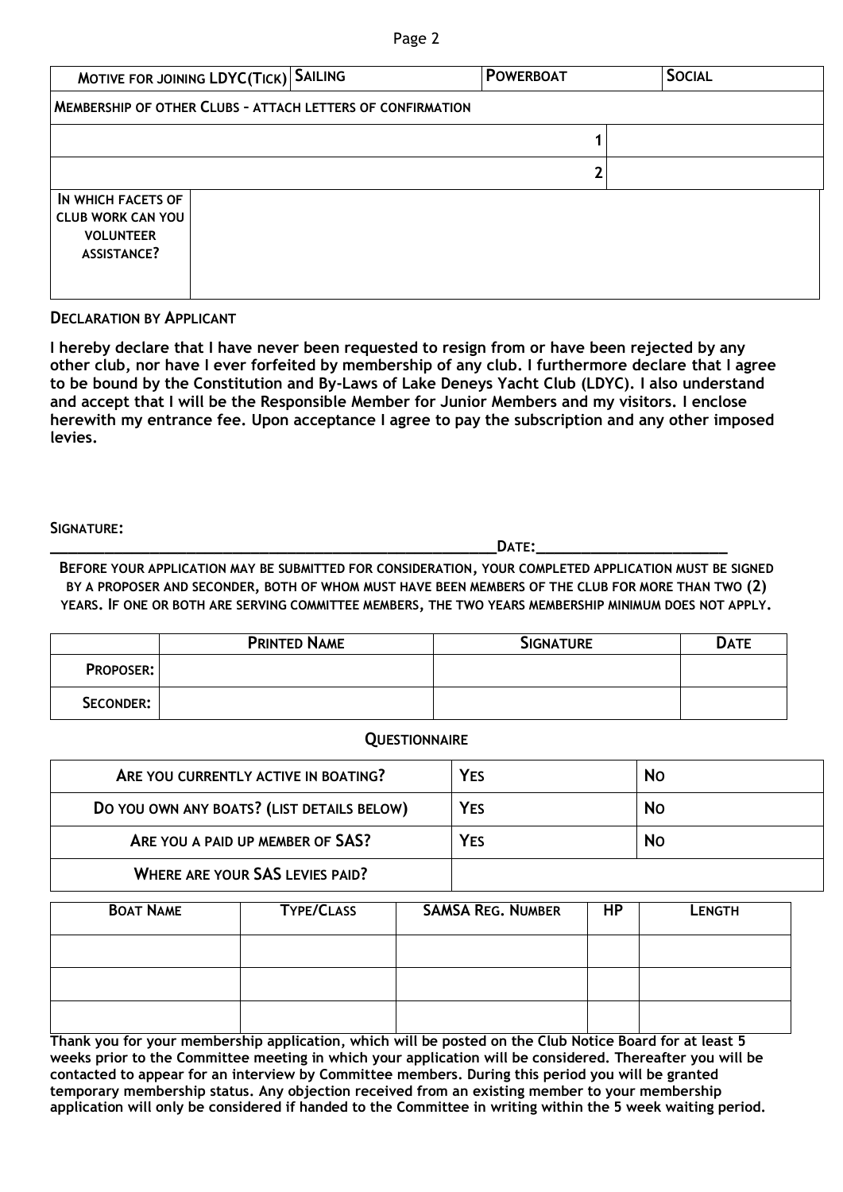| MOTIVE FOR JOINING LDYC(TICK) | SAILING | POWERBOAT | SOCIAL |
|---|---|---|---|

**MEMBERSHIP OF OTHER CLUBS – ATTACH LETTERS OF CONFIRMATION**

| | | |
|---|---|---|
| | 1 | |
| | 2 | |

| IN WHICH FACETS OF CLUB WORK CAN YOU VOLUNTEER ASSISTANCE? | |
|---|---|

**DECLARATION BY APPLICANT**

**I hereby declare that I have never been requested to resign from or have been rejected by any other club, nor have I ever forfeited by membership of any club. I furthermore declare that I agree to be bound by the Constitution and By-Laws of Lake Deneys Yacht Club (LDYC). I also understand and accept that I will be the Responsible Member for Junior Members and my visitors. I enclose herewith my entrance fee. Upon acceptance I agree to pay the subscription and any other imposed levies.**

**SIGNATURE:**

______________________________________________________DATE:______________________

**BEFORE YOUR APPLICATION MAY BE SUBMITTED FOR CONSIDERATION, YOUR COMPLETED APPLICATION MUST BE SIGNED BY A PROPOSER AND SECONDER, BOTH OF WHOM MUST HAVE BEEN MEMBERS OF THE CLUB FOR MORE THAN TWO (2) YEARS. IF ONE OR BOTH ARE SERVING COMMITTEE MEMBERS, THE TWO YEARS MEMBERSHIP MINIMUM DOES NOT APPLY.**

| | PRINTED NAME | SIGNATURE | DATE |
|---|---|---|---|
| PROPOSER: | | | |
| SECONDER: | | | |

## QUESTIONNAIRE

| | | |
|---|---|---|
| ARE YOU CURRENTLY ACTIVE IN BOATING? | YES | NO |
| DO YOU OWN ANY BOATS? (LIST DETAILS BELOW) | YES | NO |
| ARE YOU A PAID UP MEMBER OF SAS? | YES | NO |
| WHERE ARE YOUR SAS LEVIES PAID? | | |

| BOAT NAME | TYPE/CLASS | SAMSA REG. NUMBER | HP | LENGTH |
|---|---|---|---|---|
| | | | | |
| | | | | |
| | | | | |

**Thank you for your membership application, which will be posted on the Club Notice Board for at least 5 weeks prior to the Committee meeting in which your application will be considered. Thereafter you will be contacted to appear for an interview by Committee members. During this period you will be granted temporary membership status. Any objection received from an existing member to your membership application will only be considered if handed to the Committee in writing within the 5 week waiting period.**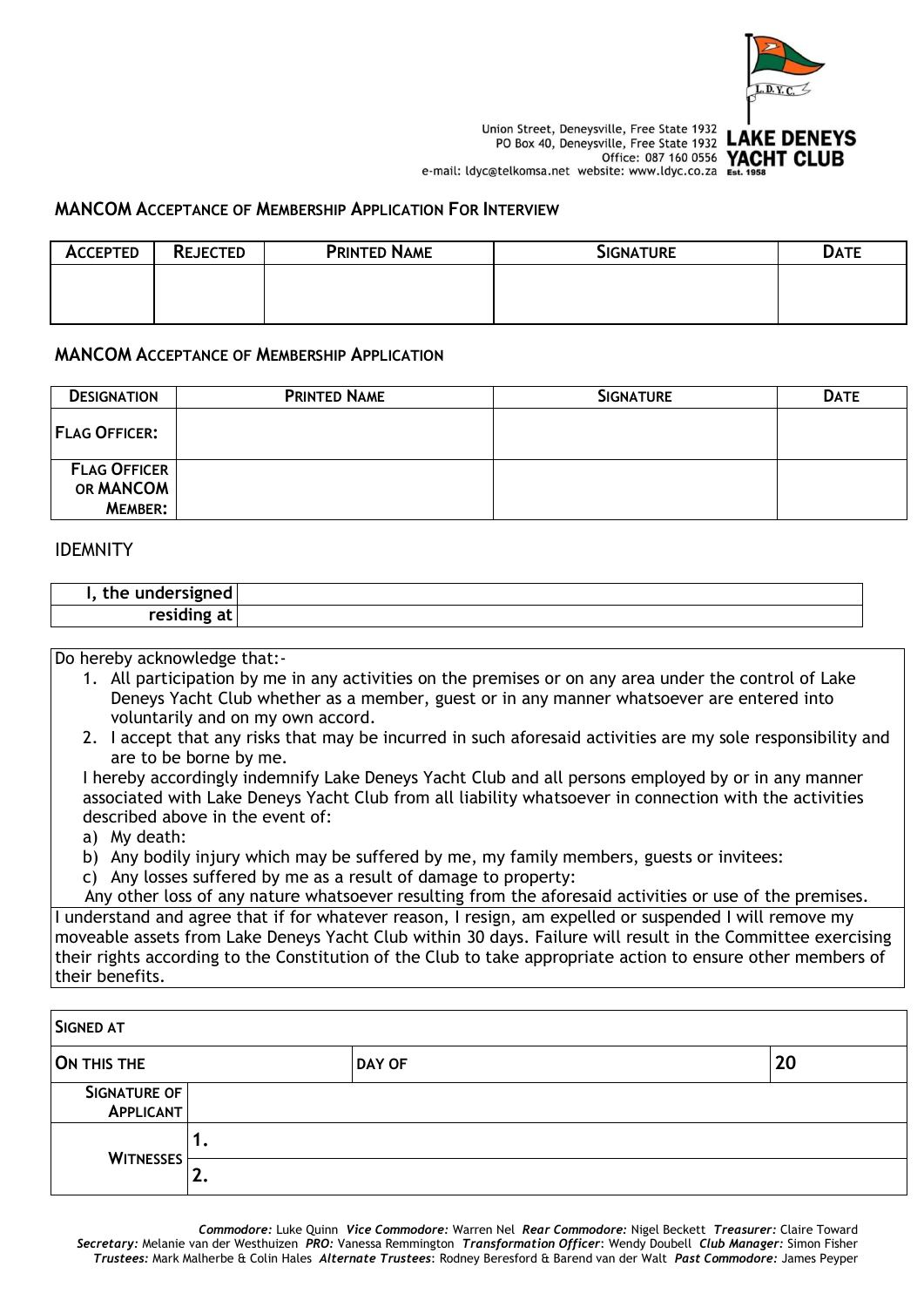Union Street, Deneysville, Free State 1932
PO Box 40, Deneysville, Free State 1932
Office: 087 160 0556
e-mail: ldyc@telkomsa.net website: www.ldyc.co.za

**LAKE DENEYS YACHT CLUB**
Est. 1958

### MANCOM Acceptance of Membership Application For Interview

| Accepted | Rejected | Printed Name | Signature | Date |
|---|---|---|---|---|
| | | | | |

### MANCOM Acceptance of Membership Application

| Designation | Printed Name | Signature | Date |
|---|---|---|---|
| Flag Officer: | | | |
| Flag Officer or MANCOM Member: | | | |

### IDEMNITY

| | |
|---|---|
| I, the undersigned | |
| residing at | |

Do hereby acknowledge that:-

1. All participation by me in any activities on the premises or on any area under the control of Lake Deneys Yacht Club whether as a member, guest or in any manner whatsoever are entered into voluntarily and on my own accord.
2. I accept that any risks that may be incurred in such aforesaid activities are my sole responsibility and are to be borne by me.

I hereby accordingly indemnify Lake Deneys Yacht Club and all persons employed by or in any manner associated with Lake Deneys Yacht Club from all liability whatsoever in connection with the activities described above in the event of:

a) My death:
b) Any bodily injury which may be suffered by me, my family members, guests or invitees:
c) Any losses suffered by me as a result of damage to property:

Any other loss of any nature whatsoever resulting from the aforesaid activities or use of the premises.

I understand and agree that if for whatever reason, I resign, am expelled or suspended I will remove my moveable assets from Lake Deneys Yacht Club within 30 days. Failure will result in the Committee exercising their rights according to the Constitution of the Club to take appropriate action to ensure other members of their benefits.

| | | | |
|---|---|---|---|
| Signed at | | | |
| On this the | | day of | 20 |
| Signature of Applicant | | | |
| Witnesses | 1. | | |
| | 2. | | |

*Commodore:* Luke Quinn *Vice Commodore:* Warren Nel *Rear Commodore:* Nigel Beckett *Treasurer:* Claire Toward
*Secretary:* Melanie van der Westhuizen *PRO:* Vanessa Remmington *Transformation Officer*: Wendy Doubell *Club Manager:* Simon Fisher
*Trustees:* Mark Malherbe & Colin Hales *Alternate Trustees*: Rodney Beresford & Barend van der Walt *Past Commodore:* James Peyper